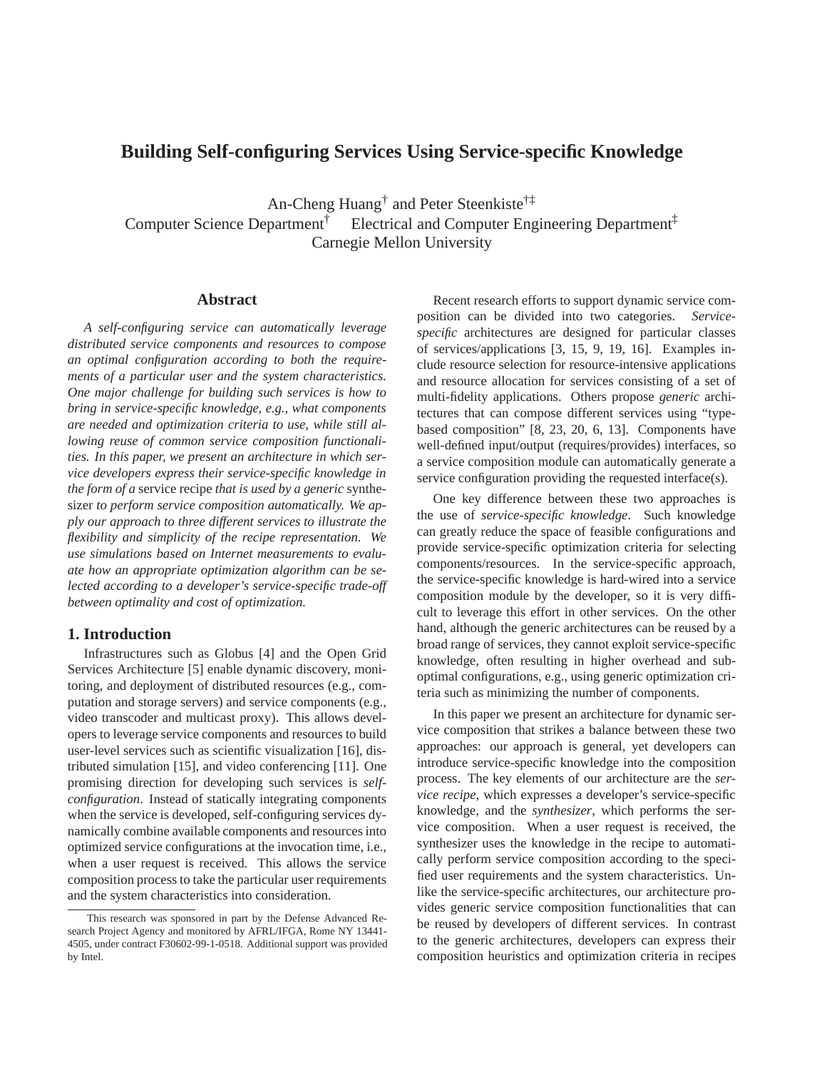# Building Self-configuring Services Using Service-specific Knowledge

An-Cheng Huang[†] and Peter Steenkiste[†‡]
Computer Science Department[†] Electrical and Computer Engineering Department[‡]
Carnegie Mellon University

## Abstract

*A self-configuring service can automatically leverage distributed service components and resources to compose an optimal configuration according to both the requirements of a particular user and the system characteristics. One major challenge for building such services is how to bring in service-specific knowledge, e.g., what components are needed and optimization criteria to use, while still allowing reuse of common service composition functionalities. In this paper, we present an architecture in which service developers express their service-specific knowledge in the form of a* service recipe *that is used by a generic* synthesizer *to perform service composition automatically. We apply our approach to three different services to illustrate the flexibility and simplicity of the recipe representation. We use simulations based on Internet measurements to evaluate how an appropriate optimization algorithm can be selected according to a developer's service-specific trade-off between optimality and cost of optimization.*

## 1. Introduction

Infrastructures such as Globus [4] and the Open Grid Services Architecture [5] enable dynamic discovery, monitoring, and deployment of distributed resources (e.g., computation and storage servers) and service components (e.g., video transcoder and multicast proxy). This allows developers to leverage service components and resources to build user-level services such as scientific visualization [16], distributed simulation [15], and video conferencing [11]. One promising direction for developing such services is *self-configuration*. Instead of statically integrating components when the service is developed, self-configuring services dynamically combine available components and resources into optimized service configurations at the invocation time, i.e., when a user request is received. This allows the service composition process to take the particular user requirements and the system characteristics into consideration.

Recent research efforts to support dynamic service composition can be divided into two categories. *Service-specific* architectures are designed for particular classes of services/applications [3, 15, 9, 19, 16]. Examples include resource selection for resource-intensive applications and resource allocation for services consisting of a set of multi-fidelity applications. Others propose *generic* architectures that can compose different services using "type-based composition" [8, 23, 20, 6, 13]. Components have well-defined input/output (requires/provides) interfaces, so a service composition module can automatically generate a service configuration providing the requested interface(s).

One key difference between these two approaches is the use of *service-specific knowledge*. Such knowledge can greatly reduce the space of feasible configurations and provide service-specific optimization criteria for selecting components/resources. In the service-specific approach, the service-specific knowledge is hard-wired into a service composition module by the developer, so it is very difficult to leverage this effort in other services. On the other hand, although the generic architectures can be reused by a broad range of services, they cannot exploit service-specific knowledge, often resulting in higher overhead and suboptimal configurations, e.g., using generic optimization criteria such as minimizing the number of components.

In this paper we present an architecture for dynamic service composition that strikes a balance between these two approaches: our approach is general, yet developers can introduce service-specific knowledge into the composition process. The key elements of our architecture are the *service recipe*, which expresses a developer's service-specific knowledge, and the *synthesizer*, which performs the service composition. When a user request is received, the synthesizer uses the knowledge in the recipe to automatically perform service composition according to the specified user requirements and the system characteristics. Unlike the service-specific architectures, our architecture provides generic service composition functionalities that can be reused by developers of different services. In contrast to the generic architectures, developers can express their composition heuristics and optimization criteria in recipes

This research was sponsored in part by the Defense Advanced Research Project Agency and monitored by AFRL/IFGA, Rome NY 13441-4505, under contract F30602-99-1-0518. Additional support was provided by Intel.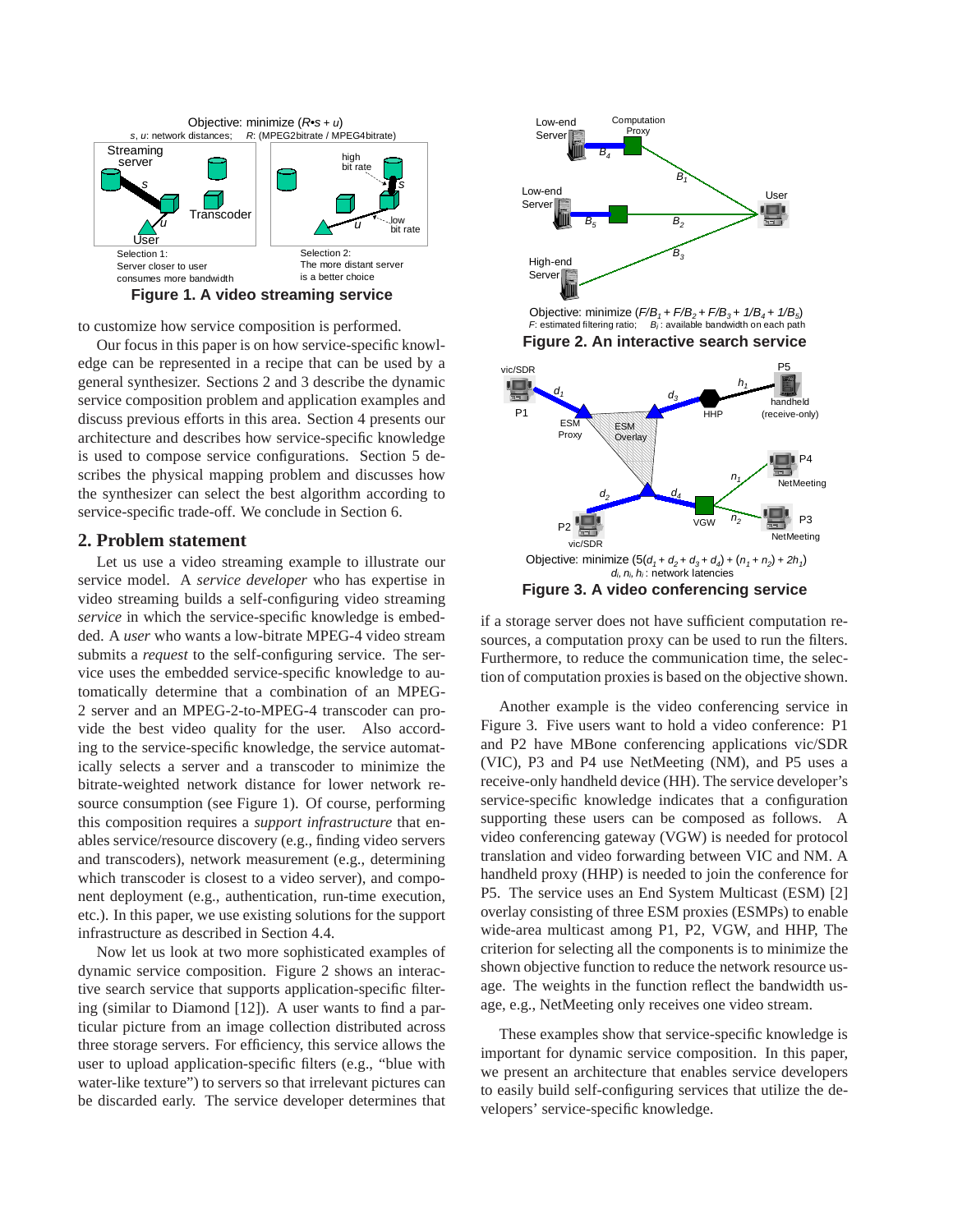Objective: minimize $(R \cdot s + u)$

$s$, $u$: network distances; $R$: (MPEG2bitrate / MPEG4bitrate)

Selection 1: Server closer to user consumes more bandwidth

Selection 2: The more distant server is a better choice

**Figure 1. A video streaming service**

to customize how service composition is performed.

Our focus in this paper is on how service-specific knowledge can be represented in a recipe that can be used by a general synthesizer. Sections 2 and 3 describe the dynamic service composition problem and application examples and discuss previous efforts in this area. Section 4 presents our architecture and describes how service-specific knowledge is used to compose service configurations. Section 5 describes the physical mapping problem and discusses how the synthesizer can select the best algorithm according to service-specific trade-off. We conclude in Section 6.

## 2. Problem statement

Let us use a video streaming example to illustrate our service model. A *service developer* who has expertise in video streaming builds a self-configuring video streaming *service* in which the service-specific knowledge is embedded. A *user* who wants a low-bitrate MPEG-4 video stream submits a *request* to the self-configuring service. The service uses the embedded service-specific knowledge to automatically determine that a combination of an MPEG-2 server and an MPEG-2-to-MPEG-4 transcoder can provide the best video quality for the user. Also according to the service-specific knowledge, the service automatically selects a server and a transcoder to minimize the bitrate-weighted network distance for lower network resource consumption (see Figure 1). Of course, performing this composition requires a *support infrastructure* that enables service/resource discovery (e.g., finding video servers and transcoders), network measurement (e.g., determining which transcoder is closest to a video server), and component deployment (e.g., authentication, run-time execution, etc.). In this paper, we use existing solutions for the support infrastructure as described in Section 4.4.

Now let us look at two more sophisticated examples of dynamic service composition. Figure 2 shows an interactive search service that supports application-specific filtering (similar to Diamond [12]). A user wants to find a particular picture from an image collection distributed across three storage servers. For efficiency, this service allows the user to upload application-specific filters (e.g., "blue with water-like texture") to servers so that irrelevant pictures can be discarded early. The service developer determines that

Objective: minimize $(F/B_1 + F/B_2 + F/B_3 + 1/B_4 + 1/B_5)$

$F$: estimated filtering ratio; $B_i$: available bandwidth on each path

**Figure 2. An interactive search service**

Objective: minimize $(5(d_1 + d_2 + d_3 + d_4) + (n_1 + n_2) + 2h_1)$

$d_i$, $n_i$, $h_i$: network latencies

**Figure 3. A video conferencing service**

if a storage server does not have sufficient computation resources, a computation proxy can be used to run the filters. Furthermore, to reduce the communication time, the selection of computation proxies is based on the objective shown.

Another example is the video conferencing service in Figure 3. Five users want to hold a video conference: P1 and P2 have MBone conferencing applications vic/SDR (VIC), P3 and P4 use NetMeeting (NM), and P5 uses a receive-only handheld device (HH). The service developer's service-specific knowledge indicates that a configuration supporting these users can be composed as follows. A video conferencing gateway (VGW) is needed for protocol translation and video forwarding between VIC and NM. A handheld proxy (HHP) is needed to join the conference for P5. The service uses an End System Multicast (ESM) [2] overlay consisting of three ESM proxies (ESMPs) to enable wide-area multicast among P1, P2, VGW, and HHP, The criterion for selecting all the components is to minimize the shown objective function to reduce the network resource usage. The weights in the function reflect the bandwidth usage, e.g., NetMeeting only receives one video stream.

These examples show that service-specific knowledge is important for dynamic service composition. In this paper, we present an architecture that enables service developers to easily build self-configuring services that utilize the developers' service-specific knowledge.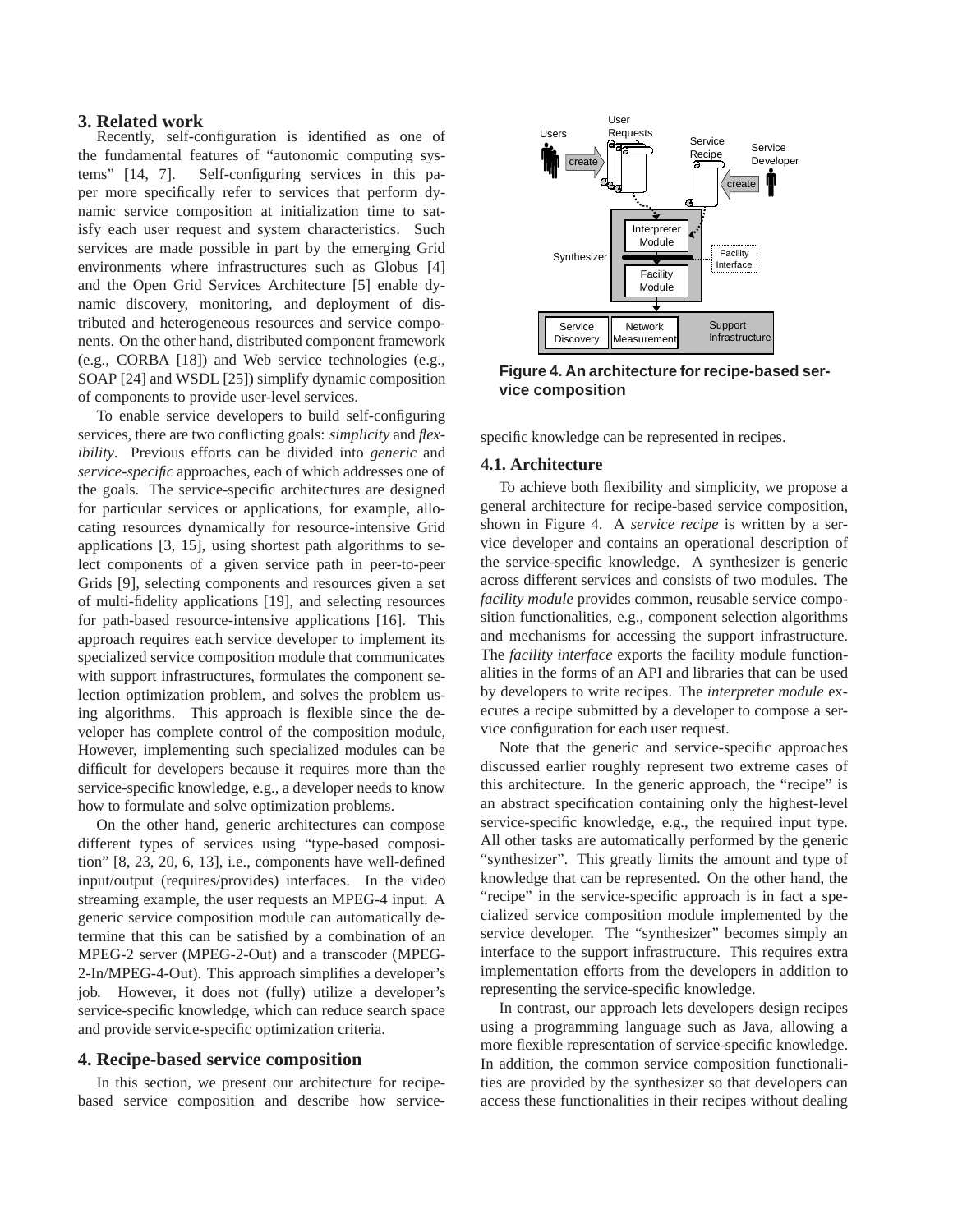## 3. Related work

Recently, self-configuration is identified as one of the fundamental features of "autonomic computing systems" [14, 7]. Self-configuring services in this paper more specifically refer to services that perform dynamic service composition at initialization time to satisfy each user request and system characteristics. Such services are made possible in part by the emerging Grid environments where infrastructures such as Globus [4] and the Open Grid Services Architecture [5] enable dynamic discovery, monitoring, and deployment of distributed and heterogeneous resources and service components. On the other hand, distributed component framework (e.g., CORBA [18]) and Web service technologies (e.g., SOAP [24] and WSDL [25]) simplify dynamic composition of components to provide user-level services.

To enable service developers to build self-configuring services, there are two conflicting goals: *simplicity* and *flexibility*. Previous efforts can be divided into *generic* and *service-specific* approaches, each of which addresses one of the goals. The service-specific architectures are designed for particular services or applications, for example, allocating resources dynamically for resource-intensive Grid applications [3, 15], using shortest path algorithms to select components of a given service path in peer-to-peer Grids [9], selecting components and resources given a set of multi-fidelity applications [19], and selecting resources for path-based resource-intensive applications [16]. This approach requires each service developer to implement its specialized service composition module that communicates with support infrastructures, formulates the component selection optimization problem, and solves the problem using algorithms. This approach is flexible since the developer has complete control of the composition module, However, implementing such specialized modules can be difficult for developers because it requires more than the service-specific knowledge, e.g., a developer needs to know how to formulate and solve optimization problems.

On the other hand, generic architectures can compose different types of services using "type-based composition" [8, 23, 20, 6, 13], i.e., components have well-defined input/output (requires/provides) interfaces. In the video streaming example, the user requests an MPEG-4 input. A generic service composition module can automatically determine that this can be satisfied by a combination of an MPEG-2 server (MPEG-2-Out) and a transcoder (MPEG-2-In/MPEG-4-Out). This approach simplifies a developer's job. However, it does not (fully) utilize a developer's service-specific knowledge, which can reduce search space and provide service-specific optimization criteria.

## 4. Recipe-based service composition

In this section, we present our architecture for recipe-based service composition and describe how service-specific knowledge can be represented in recipes.

**Figure 4. An architecture for recipe-based service composition**

### 4.1. Architecture

To achieve both flexibility and simplicity, we propose a general architecture for recipe-based service composition, shown in Figure 4. A *service recipe* is written by a service developer and contains an operational description of the service-specific knowledge. A synthesizer is generic across different services and consists of two modules. The *facility module* provides common, reusable service composition functionalities, e.g., component selection algorithms and mechanisms for accessing the support infrastructure. The *facility interface* exports the facility module functionalities in the forms of an API and libraries that can be used by developers to write recipes. The *interpreter module* executes a recipe submitted by a developer to compose a service configuration for each user request.

Note that the generic and service-specific approaches discussed earlier roughly represent two extreme cases of this architecture. In the generic approach, the "recipe" is an abstract specification containing only the highest-level service-specific knowledge, e.g., the required input type. All other tasks are automatically performed by the generic "synthesizer". This greatly limits the amount and type of knowledge that can be represented. On the other hand, the "recipe" in the service-specific approach is in fact a specialized service composition module implemented by the service developer. The "synthesizer" becomes simply an interface to the support infrastructure. This requires extra implementation efforts from the developers in addition to representing the service-specific knowledge.

In contrast, our approach lets developers design recipes using a programming language such as Java, allowing a more flexible representation of service-specific knowledge. In addition, the common service composition functionalities are provided by the synthesizer so that developers can access these functionalities in their recipes without dealing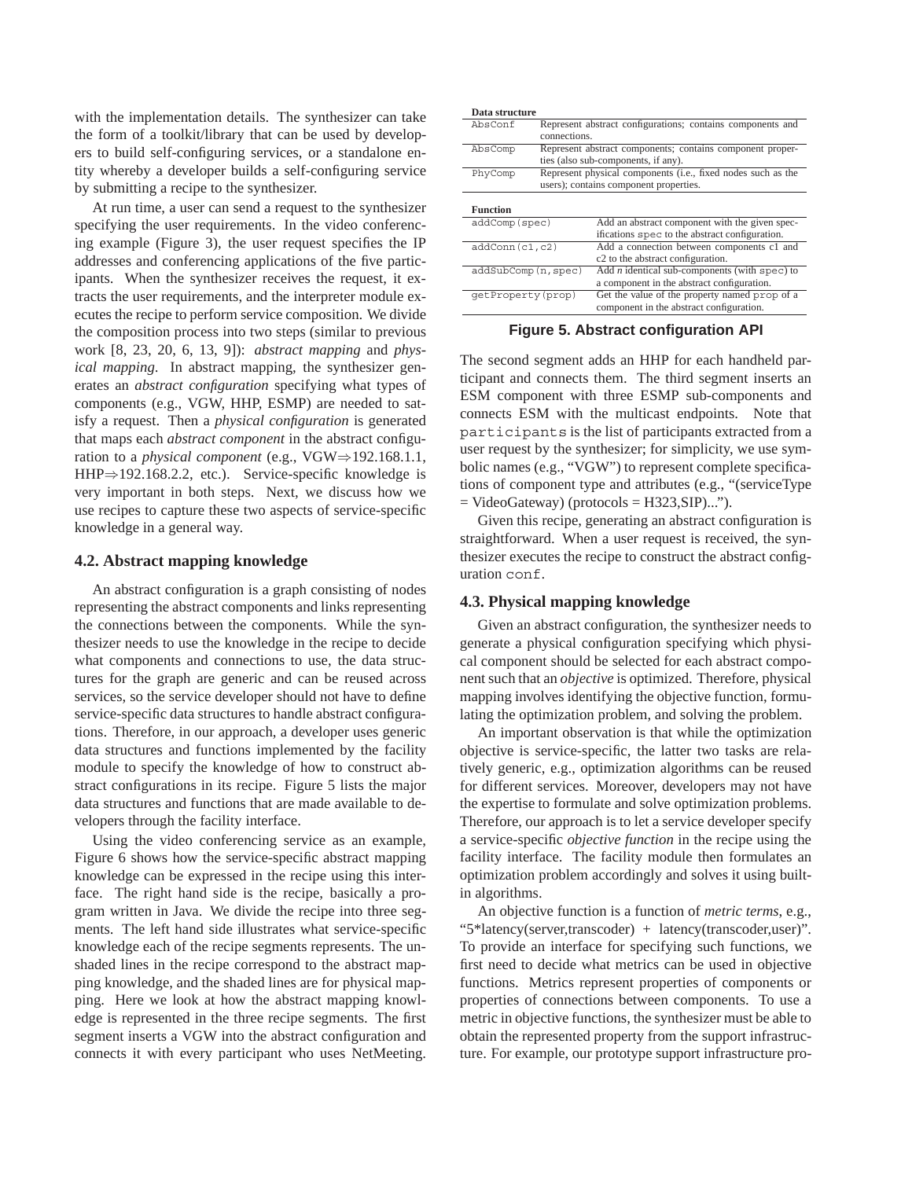with the implementation details. The synthesizer can take the form of a toolkit/library that can be used by developers to build self-configuring services, or a standalone entity whereby a developer builds a self-configuring service by submitting a recipe to the synthesizer.

At run time, a user can send a request to the synthesizer specifying the user requirements. In the video conferencing example (Figure 3), the user request specifies the IP addresses and conferencing applications of the five participants. When the synthesizer receives the request, it extracts the user requirements, and the interpreter module executes the recipe to perform service composition. We divide the composition process into two steps (similar to previous work [8, 23, 20, 6, 13, 9]): *abstract mapping* and *physical mapping*. In abstract mapping, the synthesizer generates an *abstract configuration* specifying what types of components (e.g., VGW, HHP, ESMP) are needed to satisfy a request. Then a *physical configuration* is generated that maps each *abstract component* in the abstract configuration to a *physical component* (e.g., VGW⇒192.168.1.1, HHP⇒192.168.2.2, etc.). Service-specific knowledge is very important in both steps. Next, we discuss how we use recipes to capture these two aspects of service-specific knowledge in a general way.

### 4.2. Abstract mapping knowledge

An abstract configuration is a graph consisting of nodes representing the abstract components and links representing the connections between the components. While the synthesizer needs to use the knowledge in the recipe to decide what components and connections to use, the data structures for the graph are generic and can be reused across services, so the service developer should not have to define service-specific data structures to handle abstract configurations. Therefore, in our approach, a developer uses generic data structures and functions implemented by the facility module to specify the knowledge of how to construct abstract configurations in its recipe. Figure 5 lists the major data structures and functions that are made available to developers through the facility interface.

Using the video conferencing service as an example, Figure 6 shows how the service-specific abstract mapping knowledge can be expressed in the recipe using this interface. The right hand side is the recipe, basically a program written in Java. We divide the recipe into three segments. The left hand side illustrates what service-specific knowledge each of the recipe segments represents. The unshaded lines in the recipe correspond to the abstract mapping knowledge, and the shaded lines are for physical mapping. Here we look at how the abstract mapping knowledge is represented in the three recipe segments. The first segment inserts a VGW into the abstract configuration and connects it with every participant who uses NetMeeting.

| **Data structure** | |
|---|---|
| `AbsConf` | Represent abstract configurations; contains components and connections. |
| `AbsComp` | Represent abstract components; contains component properties (also sub-components, if any). |
| `PhyComp` | Represent physical components (i.e., fixed nodes such as the users); contains component properties. |

| **Function** | |
|---|---|
| `addComp(spec)` | Add an abstract component with the given specifications `spec` to the abstract configuration. |
| `addConn(c1,c2)` | Add a connection between components c1 and c2 to the abstract configuration. |
| `addSubComp(n,spec)` | Add *n* identical sub-components (with `spec`) to a component in the abstract configuration. |
| `getProperty(prop)` | Get the value of the property named `prop` of a component in the abstract configuration. |

**Figure 5. Abstract configuration API**

The second segment adds an HHP for each handheld participant and connects them. The third segment inserts an ESM component with three ESMP sub-components and connects ESM with the multicast endpoints. Note that `participants` is the list of participants extracted from a user request by the synthesizer; for simplicity, we use symbolic names (e.g., "VGW") to represent complete specifications of component type and attributes (e.g., "(serviceType = VideoGateway) (protocols = H323,SIP)...").

Given this recipe, generating an abstract configuration is straightforward. When a user request is received, the synthesizer executes the recipe to construct the abstract configuration `conf`.

### 4.3. Physical mapping knowledge

Given an abstract configuration, the synthesizer needs to generate a physical configuration specifying which physical component should be selected for each abstract component such that an *objective* is optimized. Therefore, physical mapping involves identifying the objective function, formulating the optimization problem, and solving the problem.

An important observation is that while the optimization objective is service-specific, the latter two tasks are relatively generic, e.g., optimization algorithms can be reused for different services. Moreover, developers may not have the expertise to formulate and solve optimization problems. Therefore, our approach is to let a service developer specify a service-specific *objective function* in the recipe using the facility interface. The facility module then formulates an optimization problem accordingly and solves it using built-in algorithms.

An objective function is a function of *metric terms*, e.g., "5*latency(server,transcoder) + latency(transcoder,user)". To provide an interface for specifying such functions, we first need to decide what metrics can be used in objective functions. Metrics represent properties of components or properties of connections between components. To use a metric in objective functions, the synthesizer must be able to obtain the represented property from the support infrastructure. For example, our prototype support infrastructure pro-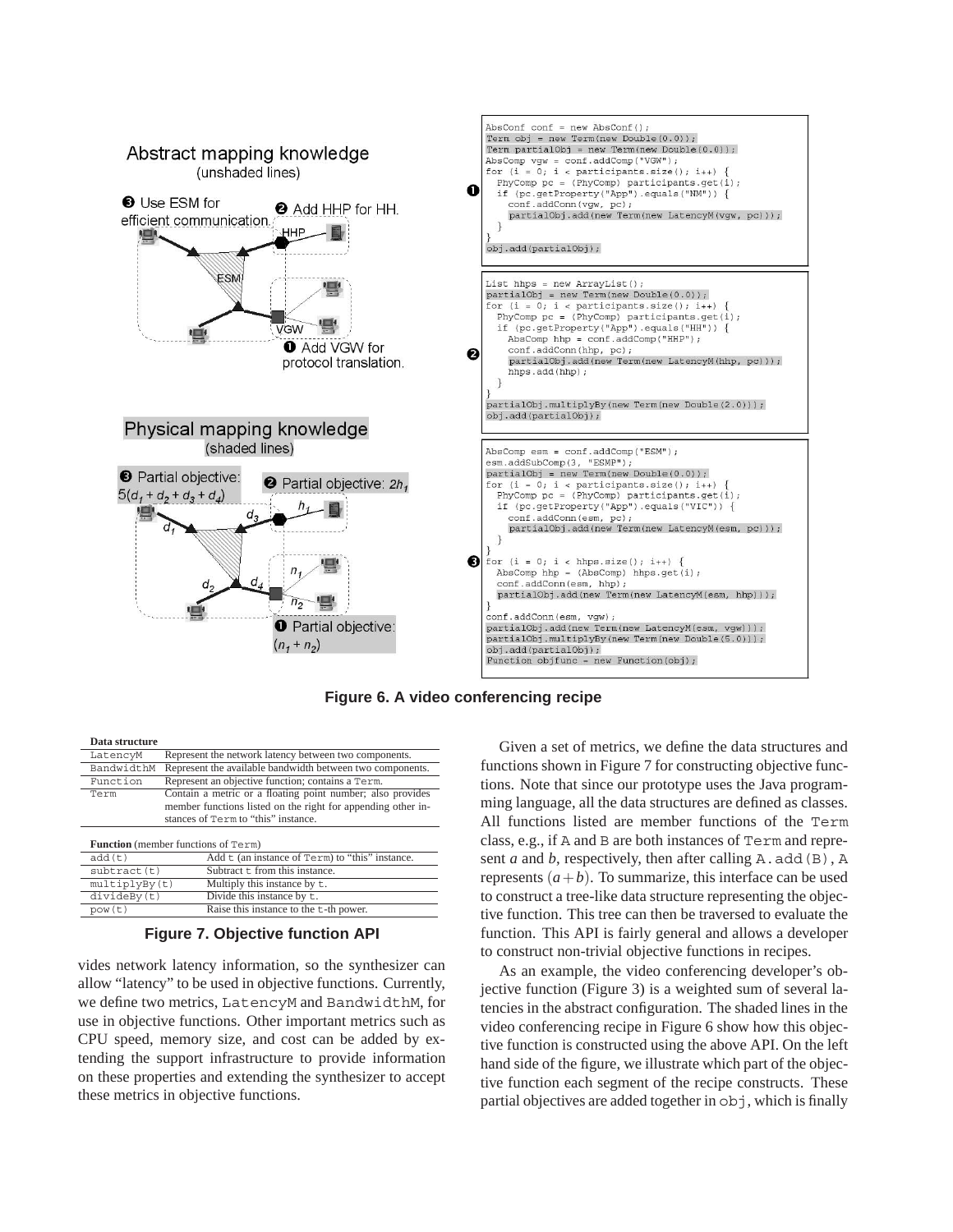Abstract mapping knowledge
(unshaded lines)

❸ Use ESM for efficient communication.

❷ Add HHP for HH.

❶ Add VGW for protocol translation.

Physical mapping knowledge
(shaded lines)

❸ Partial objective: $5(d_1 + d_2 + d_3 + d_4)$

❷ Partial objective: $2h_1$

❶ Partial objective: $(n_1 + n_2)$

❶
```
AbsConf conf = new AbsConf();
Term obj = new Term(new Double(0.0));
Term partialObj = new Term(new Double(0.0));
AbsComp vgw = conf.addComp("VGW");
for (i = 0; i < participants.size(); i++) {
  PhyComp pc = (PhyComp) participants.get(i);
  if (pc.getProperty("App").equals("NM")) {
    conf.addConn(vgw, pc);
    partialObj.add(new Term(new LatencyM(vgw, pc)));
  }
}
obj.add(partialObj);
```

❷
```
List hhps = new ArrayList();
partialObj = new Term(new Double(0.0));
for (i = 0; i < participants.size(); i++) {
  PhyComp pc = (PhyComp) participants.get(i);
  if (pc.getProperty("App").equals("HH")) {
    AbsComp hhp = conf.addComp("HHP");
    conf.addConn(hhp, pc);
    partialObj.add(new Term(new LatencyM(hhp, pc)));
    hhps.add(hhp);
  }
}
partialObj.multiplyBy(new Term(new Double(2.0)));
obj.add(partialObj);
```

❸
```
AbsComp esm = conf.addComp("ESM");
esm.addSubComp(3, "ESMP");
partialObj = new Term(new Double(0.0));
for (i = 0; i < participants.size(); i++) {
  PhyComp pc = (PhyComp) participants.get(i);
  if (pc.getProperty("App").equals("VIC")) {
    conf.addConn(esm, pc);
    partialObj.add(new Term(new LatencyM(esm, pc)));
  }
}
for (i = 0; i < hhps.size(); i++) {
  AbsComp hhp = (AbsComp) hhps.get(i);
  conf.addConn(esm, hhp);
  partialObj.add(new Term(new LatencyM(esm, hhp)));
}
conf.addConn(esm, vgw);
partialObj.add(new Term(new LatencyM(esm, vgw)));
partialObj.multiplyBy(new Term(new Double(5.0)));
obj.add(partialObj);
Function objfunc = new Function(obj);
```

**Figure 6. A video conferencing recipe**

| **Data structure** | |
|---|---|
| `LatencyM` | Represent the network latency between two components. |
| `BandwidthM` | Represent the available bandwidth between two components. |
| `Function` | Represent an objective function; contains a `Term`. |
| `Term` | Contain a metric or a floating point number; also provides member functions listed on the right for appending other instances of `Term` to "this" instance. |

| **Function** (member functions of `Term`) | |
|---|---|
| `add(t)` | Add `t` (an instance of `Term`) to "this" instance. |
| `subtract(t)` | Subtract `t` from this instance. |
| `multiplyBy(t)` | Multiply this instance by `t`. |
| `divideBy(t)` | Divide this instance by `t`. |
| `pow(t)` | Raise this instance to the `t`-th power. |

**Figure 7. Objective function API**

vides network latency information, so the synthesizer can allow "latency" to be used in objective functions. Currently, we define two metrics, `LatencyM` and `BandwidthM`, for use in objective functions. Other important metrics such as CPU speed, memory size, and cost can be added by extending the support infrastructure to provide information on these properties and extending the synthesizer to accept these metrics in objective functions.

Given a set of metrics, we define the data structures and functions shown in Figure 7 for constructing objective functions. Note that since our prototype uses the Java programming language, all the data structures are defined as classes. All functions listed are member functions of the `Term` class, e.g., if `A` and `B` are both instances of `Term` and represent *a* and *b*, respectively, then after calling `A.add(B)`, `A` represents $(a+b)$. To summarize, this interface can be used to construct a tree-like data structure representing the objective function. This tree can then be traversed to evaluate the function. This API is fairly general and allows a developer to construct non-trivial objective functions in recipes.

As an example, the video conferencing developer's objective function (Figure 3) is a weighted sum of several latencies in the abstract configuration. The shaded lines in the video conferencing recipe in Figure 6 show how this objective function is constructed using the above API. On the left hand side of the figure, we illustrate which part of the objective function each segment of the recipe constructs. These partial objectives are added together in `obj`, which is finally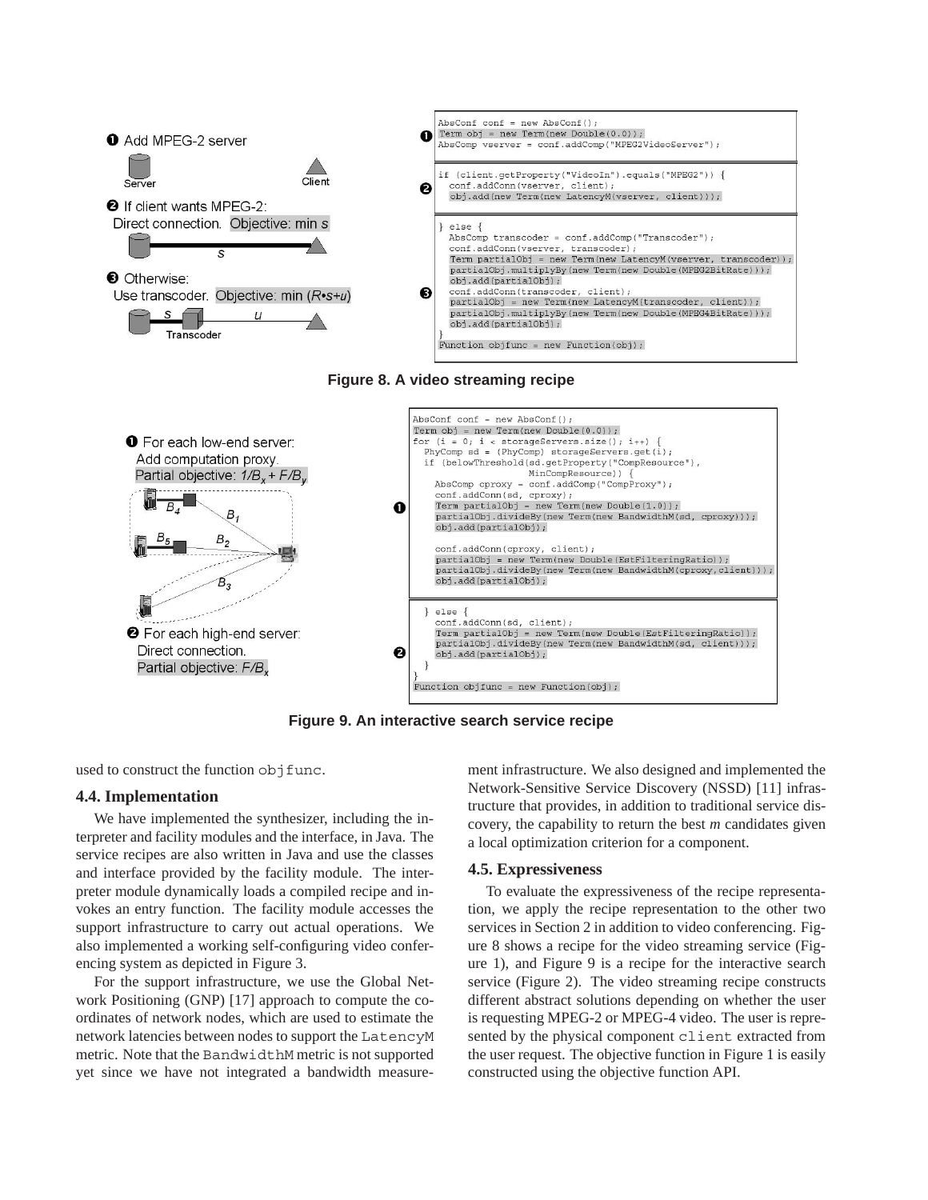❶ Add MPEG-2 server

❷ If client wants MPEG-2:
Direct connection. Objective: min s

❸ Otherwise:
Use transcoder. Objective: min ($R \cdot s + u$)

```
AbsConf conf = new AbsConf();
Term obj = new Term(new Double(0.0));
AbsComp vserver = conf.addComp("MPEG2VideoServer");

if (client.getProperty("VideoIn").equals("MPEG2")) {
  conf.addConn(vserver, client);
  obj.add(new Term(new LatencyM(vserver, client)));

} else {
  AbsComp transcoder = conf.addComp("Transcoder");
  conf.addConn(vserver, transcoder);
  Term partialObj = new Term(new LatencyM(vserver, transcoder));
  partialObj.multiplyBy(new Term(new Double(MPEG2BitRate)));
  obj.add(partialObj);
  conf.addConn(transcoder, client);
  partialObj = new Term(new LatencyM(transcoder, client));
  partialObj.multiplyBy(new Term(new Double(MPEG4BitRate)));
  obj.add(partialObj);
}
Function objfunc = new Function(obj);
```

**Figure 8. A video streaming recipe**

❶ For each low-end server:
Add computation proxy.
Partial objective: $1/B_x + F/B_y$

❷ For each high-end server:
Direct connection.
Partial objective: $F/B_x$

```
AbsConf conf = new AbsConf();
Term obj = new Term(new Double(0.0));
for (i = 0; i < storageServers.size(); i++) {
  PhyComp sd = (PhyComp) storageServers.get(i);
  if (belowThreshold(sd.getProperty("CompResource"),
                     MinCompResource)) {
    AbsComp cproxy = conf.addComp("CompProxy");
    conf.addConn(sd, cproxy);
    Term partialObj = new Term(new Double(1.0));
    partialObj.divideBy(new Term(new BandwidthM(sd, cproxy)));
    obj.add(partialObj);

    conf.addConn(cproxy, client);
    partialObj = new Term(new Double(EstFilteringRatio));
    partialObj.divideBy(new Term(new BandwidthM(cproxy,client)));
    obj.add(partialObj);

  } else {
    conf.addConn(sd, client);
    Term partialObj = new Term(new Double(EstFilteringRatio));
    partialObj.divideBy(new Term(new BandwidthM(sd, client)));
    obj.add(partialObj);
  }
}
Function objfunc = new Function(obj);
```

**Figure 9. An interactive search service recipe**

used to construct the function `objfunc`.

### 4.4. Implementation

We have implemented the synthesizer, including the interpreter and facility modules and the interface, in Java. The service recipes are also written in Java and use the classes and interface provided by the facility module. The interpreter module dynamically loads a compiled recipe and invokes an entry function. The facility module accesses the support infrastructure to carry out actual operations. We also implemented a working self-configuring video conferencing system as depicted in Figure 3.

For the support infrastructure, we use the Global Network Positioning (GNP) [17] approach to compute the coordinates of network nodes, which are used to estimate the network latencies between nodes to support the `LatencyM` metric. Note that the `BandwidthM` metric is not supported yet since we have not integrated a bandwidth measurement infrastructure. We also designed and implemented the Network-Sensitive Service Discovery (NSSD) [11] infrastructure that provides, in addition to traditional service discovery, the capability to return the best *m* candidates given a local optimization criterion for a component.

### 4.5. Expressiveness

To evaluate the expressiveness of the recipe representation, we apply the recipe representation to the other two services in Section 2 in addition to video conferencing. Figure 8 shows a recipe for the video streaming service (Figure 1), and Figure 9 is a recipe for the interactive search service (Figure 2). The video streaming recipe constructs different abstract solutions depending on whether the user is requesting MPEG-2 or MPEG-4 video. The user is represented by the physical component `client` extracted from the user request. The objective function in Figure 1 is easily constructed using the objective function API.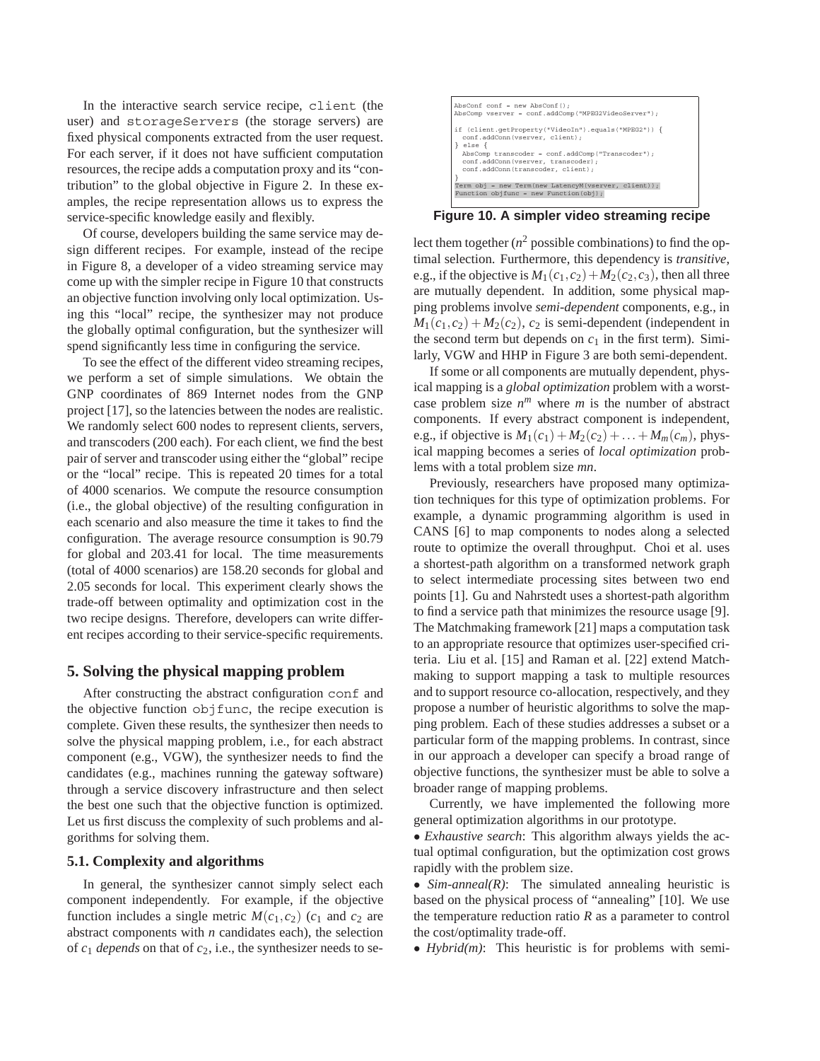In the interactive search service recipe, `client` (the user) and `storageServers` (the storage servers) are fixed physical components extracted from the user request. For each server, if it does not have sufficient computation resources, the recipe adds a computation proxy and its "contribution" to the global objective in Figure 2. In these examples, the recipe representation allows us to express the service-specific knowledge easily and flexibly.

Of course, developers building the same service may design different recipes. For example, instead of the recipe in Figure 8, a developer of a video streaming service may come up with the simpler recipe in Figure 10 that constructs an objective function involving only local optimization. Using this "local" recipe, the synthesizer may not produce the globally optimal configuration, but the synthesizer will spend significantly less time in configuring the service.

To see the effect of the different video streaming recipes, we perform a set of simple simulations. We obtain the GNP coordinates of 869 Internet nodes from the GNP project [17], so the latencies between the nodes are realistic. We randomly select 600 nodes to represent clients, servers, and transcoders (200 each). For each client, we find the best pair of server and transcoder using either the "global" recipe or the "local" recipe. This is repeated 20 times for a total of 4000 scenarios. We compute the resource consumption (i.e., the global objective) of the resulting configuration in each scenario and also measure the time it takes to find the configuration. The average resource consumption is 90.79 for global and 203.41 for local. The time measurements (total of 4000 scenarios) are 158.20 seconds for global and 2.05 seconds for local. This experiment clearly shows the trade-off between optimality and optimization cost in the two recipe designs. Therefore, developers can write different recipes according to their service-specific requirements.

```
AbsConf conf = new AbsConf();
AbsComp vserver = conf.addComp("MPEG2VideoServer");

if (client.getProperty("VideoIn").equals("MPEG2")) {
  conf.addConn(vserver, client);
} else {
  AbsComp transcoder = conf.addComp("Transcoder");
  conf.addConn(vserver, transcoder);
  conf.addConn(transcoder, client);
}
Term obj = new Term(new LatencyM(vserver, client));
Function objfunc = new Function(obj);
```

**Figure 10. A simpler video streaming recipe**

## 5. Solving the physical mapping problem

After constructing the abstract configuration `conf` and the objective function `objfunc`, the recipe execution is complete. Given these results, the synthesizer then needs to solve the physical mapping problem, i.e., for each abstract component (e.g., VGW), the synthesizer needs to find the candidates (e.g., machines running the gateway software) through a service discovery infrastructure and then select the best one such that the objective function is optimized. Let us first discuss the complexity of such problems and algorithms for solving them.

### 5.1. Complexity and algorithms

In general, the synthesizer cannot simply select each component independently. For example, if the objective function includes a single metric $M(c_1, c_2)$ ($c_1$ and $c_2$ are abstract components with $n$ candidates each), the selection of $c_1$ *depends* on that of $c_2$, i.e., the synthesizer needs to select them together ($n^2$ possible combinations) to find the optimal selection. Furthermore, this dependency is *transitive*, e.g., if the objective is $M_1(c_1, c_2) + M_2(c_2, c_3)$, then all three are mutually dependent. In addition, some physical mapping problems involve *semi-dependent* components, e.g., in $M_1(c_1, c_2) + M_2(c_2)$, $c_2$ is semi-dependent (independent in the second term but depends on $c_1$ in the first term). Similarly, VGW and HHP in Figure 3 are both semi-dependent.

If some or all components are mutually dependent, physical mapping is a *global optimization* problem with a worst-case problem size $n^m$ where $m$ is the number of abstract components. If every abstract component is independent, e.g., if objective is $M_1(c_1) + M_2(c_2) + \ldots + M_m(c_m)$, physical mapping becomes a series of *local optimization* problems with a total problem size $mn$.

Previously, researchers have proposed many optimization techniques for this type of optimization problems. For example, a dynamic programming algorithm is used in CANS [6] to map components to nodes along a selected route to optimize the overall throughput. Choi et al. uses a shortest-path algorithm on a transformed network graph to select intermediate processing sites between two end points [1]. Gu and Nahrstedt uses a shortest-path algorithm to find a service path that minimizes the resource usage [9]. The Matchmaking framework [21] maps a computation task to an appropriate resource that optimizes user-specified criteria. Liu et al. [15] and Raman et al. [22] extend Matchmaking to support mapping a task to multiple resources and to support resource co-allocation, respectively, and they propose a number of heuristic algorithms to solve the mapping problem. Each of these studies addresses a subset or a particular form of the mapping problems. In contrast, since in our approach a developer can specify a broad range of objective functions, the synthesizer must be able to solve a broader range of mapping problems.

Currently, we have implemented the following more general optimization algorithms in our prototype.

- *Exhaustive search*: This algorithm always yields the actual optimal configuration, but the optimization cost grows rapidly with the problem size.
- *Sim-anneal(R)*: The simulated annealing heuristic is based on the physical process of "annealing" [10]. We use the temperature reduction ratio $R$ as a parameter to control the cost/optimality trade-off.
- *Hybrid(m)*: This heuristic is for problems with semi-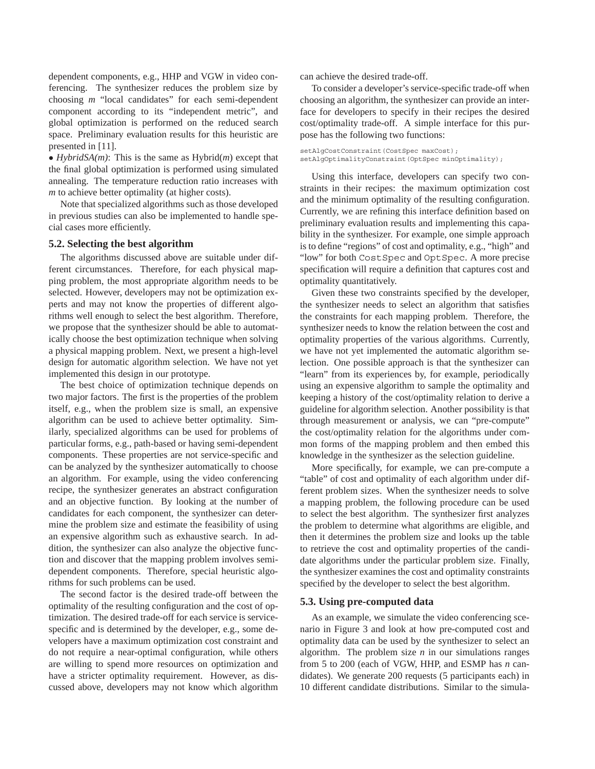dependent components, e.g., HHP and VGW in video conferencing. The synthesizer reduces the problem size by choosing $m$ "local candidates" for each semi-dependent component according to its "independent metric", and global optimization is performed on the reduced search space. Preliminary evaluation results for this heuristic are presented in [11].

- *HybridSA(m)*: This is the same as Hybrid($m$) except that the final global optimization is performed using simulated annealing. The temperature reduction ratio increases with $m$ to achieve better optimality (at higher costs).

Note that specialized algorithms such as those developed in previous studies can also be implemented to handle special cases more efficiently.

### 5.2. Selecting the best algorithm

The algorithms discussed above are suitable under different circumstances. Therefore, for each physical mapping problem, the most appropriate algorithm needs to be selected. However, developers may not be optimization experts and may not know the properties of different algorithms well enough to select the best algorithm. Therefore, we propose that the synthesizer should be able to automatically choose the best optimization technique when solving a physical mapping problem. Next, we present a high-level design for automatic algorithm selection. We have not yet implemented this design in our prototype.

The best choice of optimization technique depends on two major factors. The first is the properties of the problem itself, e.g., when the problem size is small, an expensive algorithm can be used to achieve better optimality. Similarly, specialized algorithms can be used for problems of particular forms, e.g., path-based or having semi-dependent components. These properties are not service-specific and can be analyzed by the synthesizer automatically to choose an algorithm. For example, using the video conferencing recipe, the synthesizer generates an abstract configuration and an objective function. By looking at the number of candidates for each component, the synthesizer can determine the problem size and estimate the feasibility of using an expensive algorithm such as exhaustive search. In addition, the synthesizer can also analyze the objective function and discover that the mapping problem involves semi-dependent components. Therefore, special heuristic algorithms for such problems can be used.

The second factor is the desired trade-off between the optimality of the resulting configuration and the cost of optimization. The desired trade-off for each service is service-specific and is determined by the developer, e.g., some developers have a maximum optimization cost constraint and do not require a near-optimal configuration, while others are willing to spend more resources on optimization and have a stricter optimality requirement. However, as discussed above, developers may not know which algorithm can achieve the desired trade-off.

To consider a developer's service-specific trade-off when choosing an algorithm, the synthesizer can provide an interface for developers to specify in their recipes the desired cost/optimality trade-off. A simple interface for this purpose has the following two functions:

```
setAlgCostConstraint(CostSpec maxCost);
setAlgOptimalityConstraint(OptSpec minOptimality);
```

Using this interface, developers can specify two constraints in their recipes: the maximum optimization cost and the minimum optimality of the resulting configuration. Currently, we are refining this interface definition based on preliminary evaluation results and implementing this capability in the synthesizer. For example, one simple approach is to define "regions" of cost and optimality, e.g., "high" and "low" for both `CostSpec` and `OptSpec`. A more precise specification will require a definition that captures cost and optimality quantitatively.

Given these two constraints specified by the developer, the synthesizer needs to select an algorithm that satisfies the constraints for each mapping problem. Therefore, the synthesizer needs to know the relation between the cost and optimality properties of the various algorithms. Currently, we have not yet implemented the automatic algorithm selection. One possible approach is that the synthesizer can "learn" from its experiences by, for example, periodically using an expensive algorithm to sample the optimality and keeping a history of the cost/optimality relation to derive a guideline for algorithm selection. Another possibility is that through measurement or analysis, we can "pre-compute" the cost/optimality relation for the algorithms under common forms of the mapping problem and then embed this knowledge in the synthesizer as the selection guideline.

More specifically, for example, we can pre-compute a "table" of cost and optimality of each algorithm under different problem sizes. When the synthesizer needs to solve a mapping problem, the following procedure can be used to select the best algorithm. The synthesizer first analyzes the problem to determine what algorithms are eligible, and then it determines the problem size and looks up the table to retrieve the cost and optimality properties of the candidate algorithms under the particular problem size. Finally, the synthesizer examines the cost and optimality constraints specified by the developer to select the best algorithm.

### 5.3. Using pre-computed data

As an example, we simulate the video conferencing scenario in Figure 3 and look at how pre-computed cost and optimality data can be used by the synthesizer to select an algorithm. The problem size $n$ in our simulations ranges from 5 to 200 (each of VGW, HHP, and ESMP has $n$ candidates). We generate 200 requests (5 participants each) in 10 different candidate distributions. Similar to the simula-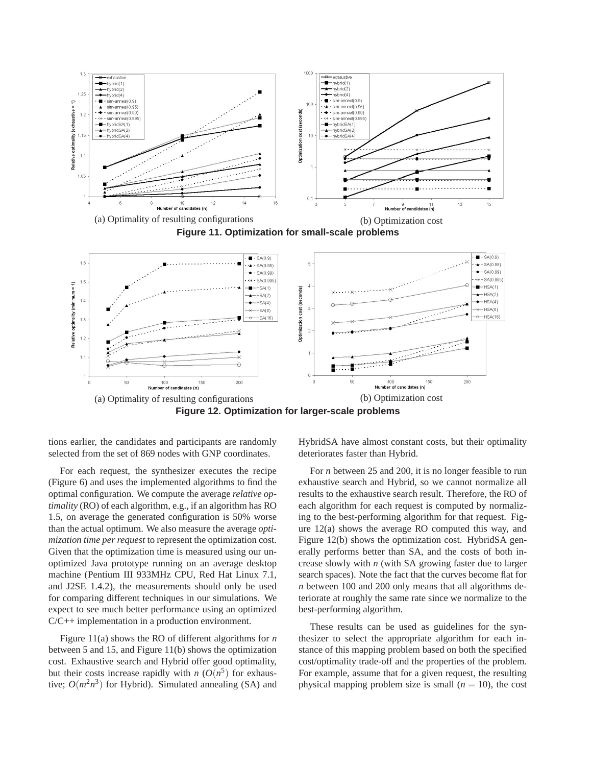(a) Optimality of resulting configurations

(b) Optimization cost

**Figure 11. Optimization for small-scale problems**

(a) Optimality of resulting configurations

(b) Optimization cost

**Figure 12. Optimization for larger-scale problems**

tions earlier, the candidates and participants are randomly selected from the set of 869 nodes with GNP coordinates.

For each request, the synthesizer executes the recipe (Figure 6) and uses the implemented algorithms to find the optimal configuration. We compute the average *relative optimality* (RO) of each algorithm, e.g., if an algorithm has RO 1.5, on average the generated configuration is 50% worse than the actual optimum. We also measure the average *optimization time per request* to represent the optimization cost. Given that the optimization time is measured using our unoptimized Java prototype running on an average desktop machine (Pentium III 933MHz CPU, Red Hat Linux 7.1, and J2SE 1.4.2), the measurements should only be used for comparing different techniques in our simulations. We expect to see much better performance using an optimized C/C++ implementation in a production environment.

Figure 11(a) shows the RO of different algorithms for $n$ between 5 and 15, and Figure 11(b) shows the optimization cost. Exhaustive search and Hybrid offer good optimality, but their costs increase rapidly with $n$ ($O(n^5)$ for exhaustive; $O(m^2n^3)$ for Hybrid). Simulated annealing (SA) and HybridSA have almost constant costs, but their optimality deteriorates faster than Hybrid.

For $n$ between 25 and 200, it is no longer feasible to run exhaustive search and Hybrid, so we cannot normalize all results to the exhaustive search result. Therefore, the RO of each algorithm for each request is computed by normalizing to the best-performing algorithm for that request. Figure 12(a) shows the average RO computed this way, and Figure 12(b) shows the optimization cost. HybridSA generally performs better than SA, and the costs of both increase slowly with $n$ (with SA growing faster due to larger search spaces). Note the fact that the curves become flat for $n$ between 100 and 200 only means that all algorithms deteriorate at roughly the same rate since we normalize to the best-performing algorithm.

These results can be used as guidelines for the synthesizer to select the appropriate algorithm for each instance of this mapping problem based on both the specified cost/optimality trade-off and the properties of the problem. For example, assume that for a given request, the resulting physical mapping problem size is small ($n = 10$), the cost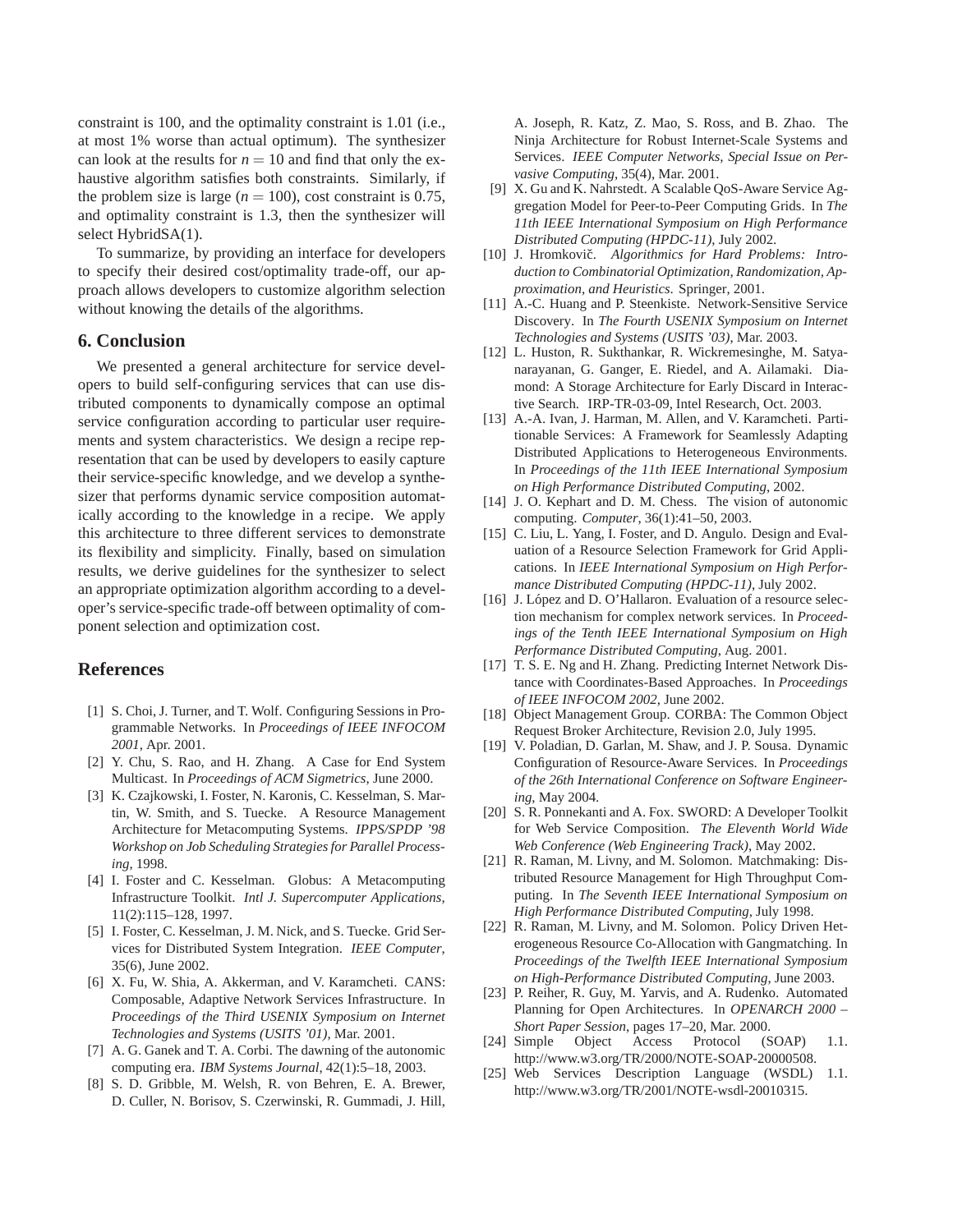constraint is 100, and the optimality constraint is 1.01 (i.e., at most 1% worse than actual optimum). The synthesizer can look at the results for $n = 10$ and find that only the exhaustive algorithm satisfies both constraints. Similarly, if the problem size is large ($n = 100$), cost constraint is 0.75, and optimality constraint is 1.3, then the synthesizer will select HybridSA(1).

To summarize, by providing an interface for developers to specify their desired cost/optimality trade-off, our approach allows developers to customize algorithm selection without knowing the details of the algorithms.

## 6. Conclusion

We presented a general architecture for service developers to build self-configuring services that can use distributed components to dynamically compose an optimal service configuration according to particular user requirements and system characteristics. We design a recipe representation that can be used by developers to easily capture their service-specific knowledge, and we develop a synthesizer that performs dynamic service composition automatically according to the knowledge in a recipe. We apply this architecture to three different services to demonstrate its flexibility and simplicity. Finally, based on simulation results, we derive guidelines for the synthesizer to select an appropriate optimization algorithm according to a developer's service-specific trade-off between optimality of component selection and optimization cost.

## References

[1] S. Choi, J. Turner, and T. Wolf. Configuring Sessions in Programmable Networks. In *Proceedings of IEEE INFOCOM 2001*, Apr. 2001.

[2] Y. Chu, S. Rao, and H. Zhang. A Case for End System Multicast. In *Proceedings of ACM Sigmetrics*, June 2000.

[3] K. Czajkowski, I. Foster, N. Karonis, C. Kesselman, S. Martin, W. Smith, and S. Tuecke. A Resource Management Architecture for Metacomputing Systems. *IPPS/SPDP '98 Workshop on Job Scheduling Strategies for Parallel Processing*, 1998.

[4] I. Foster and C. Kesselman. Globus: A Metacomputing Infrastructure Toolkit. *Intl J. Supercomputer Applications*, 11(2):115–128, 1997.

[5] I. Foster, C. Kesselman, J. M. Nick, and S. Tuecke. Grid Services for Distributed System Integration. *IEEE Computer*, 35(6), June 2002.

[6] X. Fu, W. Shia, A. Akkerman, and V. Karamcheti. CANS: Composable, Adaptive Network Services Infrastructure. In *Proceedings of the Third USENIX Symposium on Internet Technologies and Systems (USITS '01)*, Mar. 2001.

[7] A. G. Ganek and T. A. Corbi. The dawning of the autonomic computing era. *IBM Systems Journal*, 42(1):5–18, 2003.

[8] S. D. Gribble, M. Welsh, R. von Behren, E. A. Brewer, D. Culler, N. Borisov, S. Czerwinski, R. Gummadi, J. Hill, A. Joseph, R. Katz, Z. Mao, S. Ross, and B. Zhao. The Ninja Architecture for Robust Internet-Scale Systems and Services. *IEEE Computer Networks, Special Issue on Pervasive Computing*, 35(4), Mar. 2001.

[9] X. Gu and K. Nahrstedt. A Scalable QoS-Aware Service Aggregation Model for Peer-to-Peer Computing Grids. In *The 11th IEEE International Symposium on High Performance Distributed Computing (HPDC-11)*, July 2002.

[10] J. Hromkovič. *Algorithmics for Hard Problems: Introduction to Combinatorial Optimization, Randomization, Approximation, and Heuristics*. Springer, 2001.

[11] A.-C. Huang and P. Steenkiste. Network-Sensitive Service Discovery. In *The Fourth USENIX Symposium on Internet Technologies and Systems (USITS '03)*, Mar. 2003.

[12] L. Huston, R. Sukthankar, R. Wickremesinghe, M. Satyanarayanan, G. Ganger, E. Riedel, and A. Ailamaki. Diamond: A Storage Architecture for Early Discard in Interactive Search. IRP-TR-03-09, Intel Research, Oct. 2003.

[13] A.-A. Ivan, J. Harman, M. Allen, and V. Karamcheti. Partitionable Services: A Framework for Seamlessly Adapting Distributed Applications to Heterogeneous Environments. In *Proceedings of the 11th IEEE International Symposium on High Performance Distributed Computing*, 2002.

[14] J. O. Kephart and D. M. Chess. The vision of autonomic computing. *Computer*, 36(1):41–50, 2003.

[15] C. Liu, L. Yang, I. Foster, and D. Angulo. Design and Evaluation of a Resource Selection Framework for Grid Applications. In *IEEE International Symposium on High Performance Distributed Computing (HPDC-11)*, July 2002.

[16] J. López and D. O'Hallaron. Evaluation of a resource selection mechanism for complex network services. In *Proceedings of the Tenth IEEE International Symposium on High Performance Distributed Computing*, Aug. 2001.

[17] T. S. E. Ng and H. Zhang. Predicting Internet Network Distance with Coordinates-Based Approaches. In *Proceedings of IEEE INFOCOM 2002*, June 2002.

[18] Object Management Group. CORBA: The Common Object Request Broker Architecture, Revision 2.0, July 1995.

[19] V. Poladian, D. Garlan, M. Shaw, and J. P. Sousa. Dynamic Configuration of Resource-Aware Services. In *Proceedings of the 26th International Conference on Software Engineering*, May 2004.

[20] S. R. Ponnekanti and A. Fox. SWORD: A Developer Toolkit for Web Service Composition. *The Eleventh World Wide Web Conference (Web Engineering Track)*, May 2002.

[21] R. Raman, M. Livny, and M. Solomon. Matchmaking: Distributed Resource Management for High Throughput Computing. In *The Seventh IEEE International Symposium on High Performance Distributed Computing*, July 1998.

[22] R. Raman, M. Livny, and M. Solomon. Policy Driven Heterogeneous Resource Co-Allocation with Gangmatching. In *Proceedings of the Twelfth IEEE International Symposium on High-Performance Distributed Computing*, June 2003.

[23] P. Reiher, R. Guy, M. Yarvis, and A. Rudenko. Automated Planning for Open Architectures. In *OPENARCH 2000 – Short Paper Session*, pages 17–20, Mar. 2000.

[24] Simple Object Access Protocol (SOAP) 1.1. http://www.w3.org/TR/2000/NOTE-SOAP-20000508.

[25] Web Services Description Language (WSDL) 1.1. http://www.w3.org/TR/2001/NOTE-wsdl-20010315.